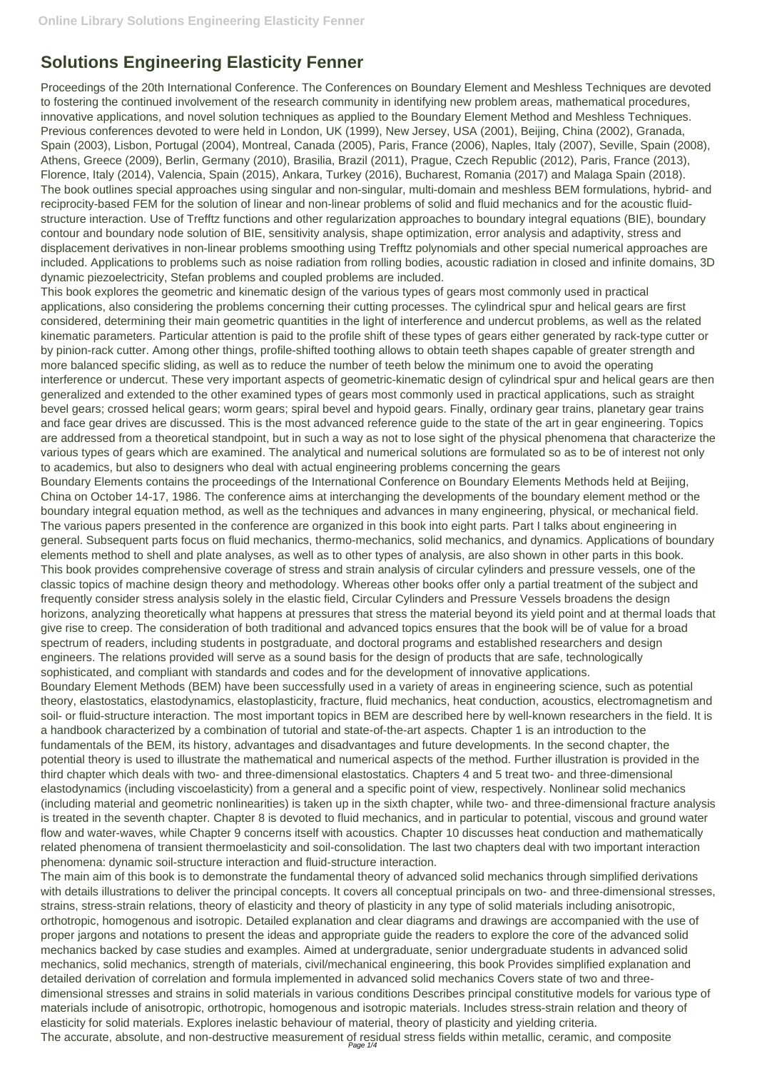# Solutions Engineering Elasticity Fenner

Proceedings of the 20th International Conference. The Conferences on Boundary Element and Meshless Techniques are devoted to fostering the continued involvement of the research community in identifying new problem areas, mathematical procedures, innovative applications, and novel solution techniques as applied to the Boundary Element Method and Meshless Techniques. Previous conferences devoted to were held in London, UK (1999), New Jersey, USA (2001), Beijing, China (2002), Granada, Spain (2003), Lisbon, Portugal (2004), Montreal, Canada (2005), Paris, France (2006), Naples, Italy (2007), Seville, Spain (2008), Athens, Greece (2009), Berlin, Germany (2010), Brasilia, Brazil (2011), Prague, Czech Republic (2012), Paris, France (2013), Florence, Italy (2014), Valencia, Spain (2015), Ankara, Turkey (2016), Bucharest, Romania (2017) and Malaga Spain (2018). The book outlines special approaches using singular and non-singular, multi-domain and meshless BEM formulations, hybrid- and reciprocity-based FEM for the solution of linear and non-linear problems of solid and fluid mechanics and for the acoustic fluid-structure interaction. Use of Trefftz functions and other regularization approaches to boundary integral equations (BIE), boundary contour and boundary node solution of BIE, sensitivity analysis, shape optimization, error analysis and adaptivity, stress and displacement derivatives in non-linear problems smoothing using Trefftz polynomials and other special numerical approaches are included. Applications to problems such as noise radiation from rolling bodies, acoustic radiation in closed and infinite domains, 3D dynamic piezoelectricity, Stefan problems and coupled problems are included.

This book explores the geometric and kinematic design of the various types of gears most commonly used in practical applications, also considering the problems concerning their cutting processes. The cylindrical spur and helical gears are first considered, determining their main geometric quantities in the light of interference and undercut problems, as well as the related kinematic parameters. Particular attention is paid to the profile shift of these types of gears either generated by rack-type cutter or by pinion-rack cutter. Among other things, profile-shifted toothing allows to obtain teeth shapes capable of greater strength and more balanced specific sliding, as well as to reduce the number of teeth below the minimum one to avoid the operating interference or undercut. These very important aspects of geometric-kinematic design of cylindrical spur and helical gears are then generalized and extended to the other examined types of gears most commonly used in practical applications, such as straight bevel gears; crossed helical gears; worm gears; spiral bevel and hypoid gears. Finally, ordinary gear trains, planetary gear trains and face gear drives are discussed. This is the most advanced reference guide to the state of the art in gear engineering. Topics are addressed from a theoretical standpoint, but in such a way as not to lose sight of the physical phenomena that characterize the various types of gears which are examined. The analytical and numerical solutions are formulated so as to be of interest not only to academics, but also to designers who deal with actual engineering problems concerning the gears

Boundary Elements contains the proceedings of the International Conference on Boundary Elements Methods held at Beijing, China on October 14-17, 1986. The conference aims at interchanging the developments of the boundary element method or the boundary integral equation method, as well as the techniques and advances in many engineering, physical, or mechanical field. The various papers presented in the conference are organized in this book into eight parts. Part I talks about engineering in general. Subsequent parts focus on fluid mechanics, thermo-mechanics, solid mechanics, and dynamics. Applications of boundary elements method to shell and plate analyses, as well as to other types of analysis, are also shown in other parts in this book.

This book provides comprehensive coverage of stress and strain analysis of circular cylinders and pressure vessels, one of the classic topics of machine design theory and methodology. Whereas other books offer only a partial treatment of the subject and frequently consider stress analysis solely in the elastic field, Circular Cylinders and Pressure Vessels broadens the design horizons, analyzing theoretically what happens at pressures that stress the material beyond its yield point and at thermal loads that give rise to creep. The consideration of both traditional and advanced topics ensures that the book will be of value for a broad spectrum of readers, including students in postgraduate, and doctoral programs and established researchers and design engineers. The relations provided will serve as a sound basis for the design of products that are safe, technologically sophisticated, and compliant with standards and codes and for the development of innovative applications.

Boundary Element Methods (BEM) have been successfully used in a variety of areas in engineering science, such as potential theory, elastostatics, elastodynamics, elastoplasticity, fracture, fluid mechanics, heat conduction, acoustics, electromagnetism and soil- or fluid-structure interaction. The most important topics in BEM are described here by well-known researchers in the field. It is a handbook characterized by a combination of tutorial and state-of-the-art aspects. Chapter 1 is an introduction to the fundamentals of the BEM, its history, advantages and disadvantages and future developments. In the second chapter, the potential theory is used to illustrate the mathematical and numerical aspects of the method. Further illustration is provided in the third chapter which deals with two- and three-dimensional elastostatics. Chapters 4 and 5 treat two- and three-dimensional elastodynamics (including viscoelasticity) from a general and a specific point of view, respectively. Nonlinear solid mechanics (including material and geometric nonlinearities) is taken up in the sixth chapter, while two- and three-dimensional fracture analysis is treated in the seventh chapter. Chapter 8 is devoted to fluid mechanics, and in particular to potential, viscous and ground water flow and water-waves, while Chapter 9 concerns itself with acoustics. Chapter 10 discusses heat conduction and mathematically related phenomena of transient thermoelasticity and soil-consolidation. The last two chapters deal with two important interaction phenomena: dynamic soil-structure interaction and fluid-structure interaction.

The main aim of this book is to demonstrate the fundamental theory of advanced solid mechanics through simplified derivations with details illustrations to deliver the principal concepts. It covers all conceptual principals on two- and three-dimensional stresses, strains, stress-strain relations, theory of elasticity and theory of plasticity in any type of solid materials including anisotropic, orthotropic, homogenous and isotropic. Detailed explanation and clear diagrams and drawings are accompanied with the use of proper jargons and notations to present the ideas and appropriate guide the readers to explore the core of the advanced solid mechanics backed by case studies and examples. Aimed at undergraduate, senior undergraduate students in advanced solid mechanics, solid mechanics, strength of materials, civil/mechanical engineering, this book Provides simplified explanation and detailed derivation of correlation and formula implemented in advanced solid mechanics Covers state of two and three-dimensional stresses and strains in solid materials in various conditions Describes principal constitutive models for various type of materials include of anisotropic, orthotropic, homogenous and isotropic materials. Includes stress-strain relation and theory of elasticity for solid materials. Explores inelastic behaviour of material, theory of plasticity and yielding criteria.

The accurate, absolute, and non-destructive measurement of residual stress fields within metallic, ceramic, and composite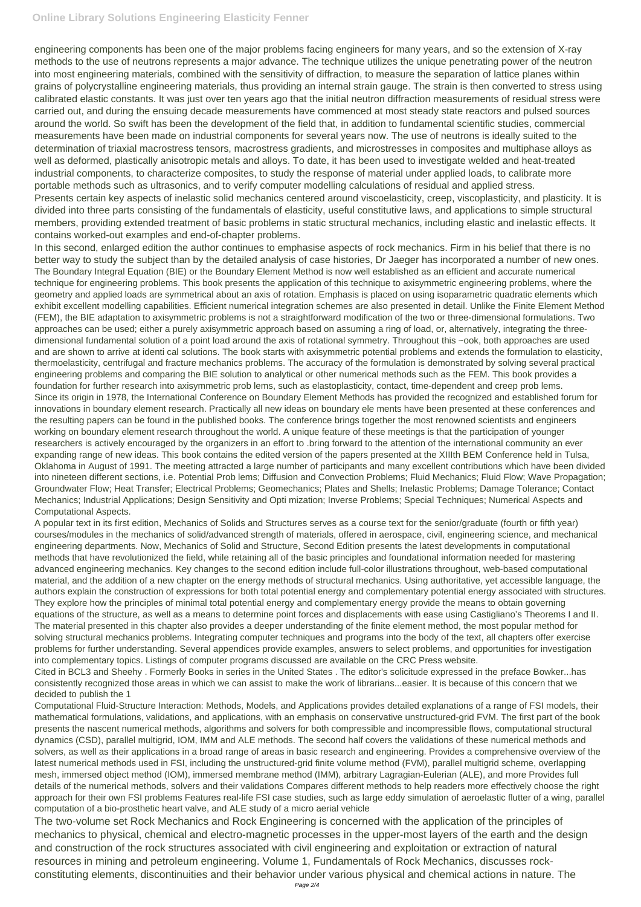engineering components has been one of the major problems facing engineers for many years, and so the extension of X-ray methods to the use of neutrons represents a major advance. The technique utilizes the unique penetrating power of the neutron into most engineering materials, combined with the sensitivity of diffraction, to measure the separation of lattice planes within grains of polycrystalline engineering materials, thus providing an internal strain gauge. The strain is then converted to stress using calibrated elastic constants. It was just over ten years ago that the initial neutron diffraction measurements of residual stress were carried out, and during the ensuing decade measurements have commenced at most steady state reactors and pulsed sources around the world. So swift has been the development of the field that, in addition to fundamental scientific studies, commercial measurements have been made on industrial components for several years now. The use of neutrons is ideally suited to the determination of triaxial macrostress tensors, macrostress gradients, and microstresses in composites and multiphase alloys as well as deformed, plastically anisotropic metals and alloys. To date, it has been used to investigate welded and heat-treated industrial components, to characterize composites, to study the response of material under applied loads, to calibrate more portable methods such as ultrasonics, and to verify computer modelling calculations of residual and applied stress.

Presents certain key aspects of inelastic solid mechanics centered around viscoelasticity, creep, viscoplasticity, and plasticity. It is divided into three parts consisting of the fundamentals of elasticity, useful constitutive laws, and applications to simple structural members, providing extended treatment of basic problems in static structural mechanics, including elastic and inelastic effects. It contains worked-out examples and end-of-chapter problems.

In this second, enlarged edition the author continues to emphasise aspects of rock mechanics. Firm in his belief that there is no better way to study the subject than by the detailed analysis of case histories, Dr Jaeger has incorporated a number of new ones.

The Boundary Integral Equation (BIE) or the Boundary Element Method is now well established as an efficient and accurate numerical technique for engineering problems. This book presents the application of this technique to axisymmetric engineering problems, where the geometry and applied loads are symmetrical about an axis of rotation. Emphasis is placed on using isoparametric quadratic elements which exhibit excellent modelling capabilities. Efficient numerical integration schemes are also presented in detail. Unlike the Finite Element Method (FEM), the BIE adaptation to axisymmetric problems is not a straightforward modification of the two or three-dimensional formulations. Two approaches can be used; either a purely axisymmetric approach based on assuming a ring of load, or, alternatively, integrating the three-dimensional fundamental solution of a point load around the axis of rotational symmetry. Throughout this ~ook, both approaches are used and are shown to arrive at identi cal solutions. The book starts with axisymmetric potential problems and extends the formulation to elasticity, thermoelasticity, centrifugal and fracture mechanics problems. The accuracy of the formulation is demonstrated by solving several practical engineering problems and comparing the BIE solution to analytical or other numerical methods such as the FEM. This book provides a foundation for further research into axisymmetric prob lems, such as elastoplasticity, contact, time-dependent and creep prob lems.

Since its origin in 1978, the International Conference on Boundary Element Methods has provided the recognized and established forum for innovations in boundary element research. Practically all new ideas on boundary ele ments have been presented at these conferences and the resulting papers can be found in the published books. The conference brings together the most renowned scientists and engineers working on boundary element research throughout the world. A unique feature of these meetings is that the participation of younger researchers is actively encouraged by the organizers in an effort to .bring forward to the attention of the international community an ever expanding range of new ideas. This book contains the edited version of the papers presented at the XIIIth BEM Conference held in Tulsa, Oklahoma in August of 1991. The meeting attracted a large number of participants and many excellent contributions which have been divided into nineteen different sections, i.e. Potential Prob lems; Diffusion and Convection Problems; Fluid Mechanics; Fluid Flow; Wave Propagation; Groundwater Flow; Heat Transfer; Electrical Problems; Geomechanics; Plates and Shells; Inelastic Problems; Damage Tolerance; Contact Mechanics; Industrial Applications; Design Sensitivity and Opti mization; Inverse Problems; Special Techniques; Numerical Aspects and Computational Aspects.

A popular text in its first edition, Mechanics of Solids and Structures serves as a course text for the senior/graduate (fourth or fifth year) courses/modules in the mechanics of solid/advanced strength of materials, offered in aerospace, civil, engineering science, and mechanical engineering departments. Now, Mechanics of Solid and Structure, Second Edition presents the latest developments in computational methods that have revolutionized the field, while retaining all of the basic principles and foundational information needed for mastering advanced engineering mechanics. Key changes to the second edition include full-color illustrations throughout, web-based computational material, and the addition of a new chapter on the energy methods of structural mechanics. Using authoritative, yet accessible language, the authors explain the construction of expressions for both total potential energy and complementary potential energy associated with structures. They explore how the principles of minimal total potential energy and complementary energy provide the means to obtain governing equations of the structure, as well as a means to determine point forces and displacements with ease using Castigliano's Theorems I and II. The material presented in this chapter also provides a deeper understanding of the finite element method, the most popular method for solving structural mechanics problems. Integrating computer techniques and programs into the body of the text, all chapters offer exercise problems for further understanding. Several appendices provide examples, answers to select problems, and opportunities for investigation into complementary topics. Listings of computer programs discussed are available on the CRC Press website.

Cited in BCL3 and Sheehy . Formerly Books in series in the United States . The editor's solicitude expressed in the preface Bowker...has consistently recognized those areas in which we can assist to make the work of librarians...easier. It is because of this concern that we decided to publish the 1

Computational Fluid-Structure Interaction: Methods, Models, and Applications provides detailed explanations of a range of FSI models, their mathematical formulations, validations, and applications, with an emphasis on conservative unstructured-grid FVM. The first part of the book presents the nascent numerical methods, algorithms and solvers for both compressible and incompressible flows, computational structural dynamics (CSD), parallel multigrid, IOM, IMM and ALE methods. The second half covers the validations of these numerical methods and solvers, as well as their applications in a broad range of areas in basic research and engineering. Provides a comprehensive overview of the latest numerical methods used in FSI, including the unstructured-grid finite volume method (FVM), parallel multigrid scheme, overlapping mesh, immersed object method (IOM), immersed membrane method (IMM), arbitrary Lagragian-Eulerian (ALE), and more Provides full details of the numerical methods, solvers and their validations Compares different methods to help readers more effectively choose the right approach for their own FSI problems Features real-life FSI case studies, such as large eddy simulation of aeroelastic flutter of a wing, parallel computation of a bio-prosthetic heart valve, and ALE study of a micro aerial vehicle

The two-volume set Rock Mechanics and Rock Engineering is concerned with the application of the principles of mechanics to physical, chemical and electro-magnetic processes in the upper-most layers of the earth and the design and construction of the rock structures associated with civil engineering and exploitation or extraction of natural resources in mining and petroleum engineering. Volume 1, Fundamentals of Rock Mechanics, discusses rock-constituting elements, discontinuities and their behavior under various physical and chemical actions in nature. The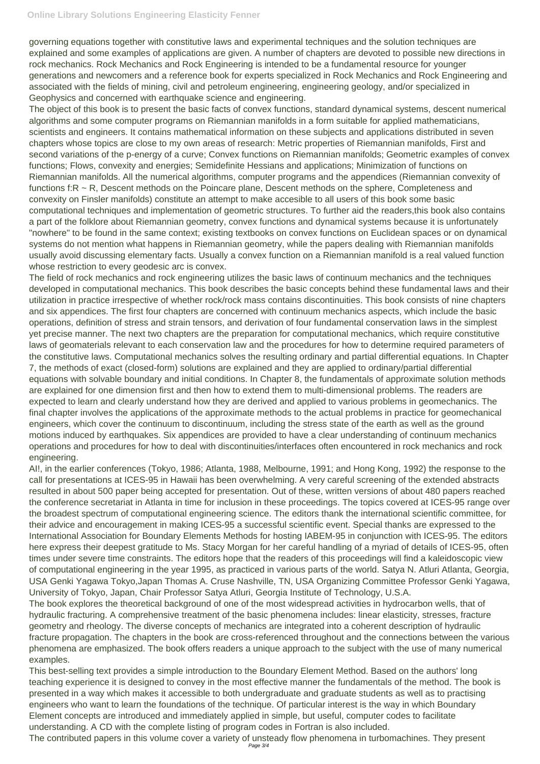governing equations together with constitutive laws and experimental techniques and the solution techniques are explained and some examples of applications are given. A number of chapters are devoted to possible new directions in rock mechanics. Rock Mechanics and Rock Engineering is intended to be a fundamental resource for younger generations and newcomers and a reference book for experts specialized in Rock Mechanics and Rock Engineering and associated with the fields of mining, civil and petroleum engineering, engineering geology, and/or specialized in Geophysics and concerned with earthquake science and engineering.

The object of this book is to present the basic facts of convex functions, standard dynamical systems, descent numerical algorithms and some computer programs on Riemannian manifolds in a form suitable for applied mathematicians, scientists and engineers. It contains mathematical information on these subjects and applications distributed in seven chapters whose topics are close to my own areas of research: Metric properties of Riemannian manifolds, First and second variations of the p-energy of a curve; Convex functions on Riemannian manifolds; Geometric examples of convex functions; Flows, convexity and energies; Semidefinite Hessians and applications; Minimization of functions on Riemannian manifolds. All the numerical algorithms, computer programs and the appendices (Riemannian convexity of functions f:R ~ R, Descent methods on the Poincare plane, Descent methods on the sphere, Completeness and convexity on Finsler manifolds) constitute an attempt to make accesible to all users of this book some basic computational techniques and implementation of geometric structures. To further aid the readers,this book also contains a part of the folklore about Riemannian geometry, convex functions and dynamical systems because it is unfortunately "nowhere" to be found in the same context; existing textbooks on convex functions on Euclidean spaces or on dynamical systems do not mention what happens in Riemannian geometry, while the papers dealing with Riemannian manifolds usually avoid discussing elementary facts. Usually a convex function on a Riemannian manifold is a real valued function whose restriction to every geodesic arc is convex.

The field of rock mechanics and rock engineering utilizes the basic laws of continuum mechanics and the techniques developed in computational mechanics. This book describes the basic concepts behind these fundamental laws and their utilization in practice irrespective of whether rock/rock mass contains discontinuities. This book consists of nine chapters and six appendices. The first four chapters are concerned with continuum mechanics aspects, which include the basic operations, definition of stress and strain tensors, and derivation of four fundamental conservation laws in the simplest yet precise manner. The next two chapters are the preparation for computational mechanics, which require constitutive laws of geomaterials relevant to each conservation law and the procedures for how to determine required parameters of the constitutive laws. Computational mechanics solves the resulting ordinary and partial differential equations. In Chapter 7, the methods of exact (closed-form) solutions are explained and they are applied to ordinary/partial differential equations with solvable boundary and initial conditions. In Chapter 8, the fundamentals of approximate solution methods are explained for one dimension first and then how to extend them to multi-dimensional problems. The readers are expected to learn and clearly understand how they are derived and applied to various problems in geomechanics. The final chapter involves the applications of the approximate methods to the actual problems in practice for geomechanical engineers, which cover the continuum to discontinuum, including the stress state of the earth as well as the ground motions induced by earthquakes. Six appendices are provided to have a clear understanding of continuum mechanics operations and procedures for how to deal with discontinuities/interfaces often encountered in rock mechanics and rock engineering.

AI!, in the earlier conferences (Tokyo, 1986; Atlanta, 1988, Melbourne, 1991; and Hong Kong, 1992) the response to the call for presentations at ICES-95 in Hawaii has been overwhelming. A very careful screening of the extended abstracts resulted in about 500 paper being accepted for presentation. Out of these, written versions of about 480 papers reached the conference secretariat in Atlanta in time for inclusion in these proceedings. The topics covered at ICES-95 range over the broadest spectrum of computational engineering science. The editors thank the international scientific committee, for their advice and encouragement in making ICES-95 a successful scientific event. Special thanks are expressed to the International Association for Boundary Elements Methods for hosting IABEM-95 in conjunction with ICES-95. The editors here express their deepest gratitude to Ms. Stacy Morgan for her careful handling of a myriad of details of ICES-95, often times under severe time constraints. The editors hope that the readers of this proceedings will find a kaleidoscopic view of computational engineering in the year 1995, as practiced in various parts of the world. Satya N. Atluri Atlanta, Georgia, USA Genki Yagawa Tokyo,Japan Thomas A. Cruse Nashville, TN, USA Organizing Committee Professor Genki Yagawa, University of Tokyo, Japan, Chair Professor Satya Atluri, Georgia Institute of Technology, U.S.A.

The book explores the theoretical background of one of the most widespread activities in hydrocarbon wells, that of hydraulic fracturing. A comprehensive treatment of the basic phenomena includes: linear elasticity, stresses, fracture geometry and rheology. The diverse concepts of mechanics are integrated into a coherent description of hydraulic fracture propagation. The chapters in the book are cross-referenced throughout and the connections between the various phenomena are emphasized. The book offers readers a unique approach to the subject with the use of many numerical examples.

This best-selling text provides a simple introduction to the Boundary Element Method. Based on the authors' long teaching experience it is designed to convey in the most effective manner the fundamentals of the method. The book is presented in a way which makes it accessible to both undergraduate and graduate students as well as to practising engineers who want to learn the foundations of the technique. Of particular interest is the way in which Boundary Element concepts are introduced and immediately applied in simple, but useful, computer codes to facilitate understanding. A CD with the complete listing of program codes in Fortran is also included.

The contributed papers in this volume cover a variety of unsteady flow phenomena in turbomachines. They present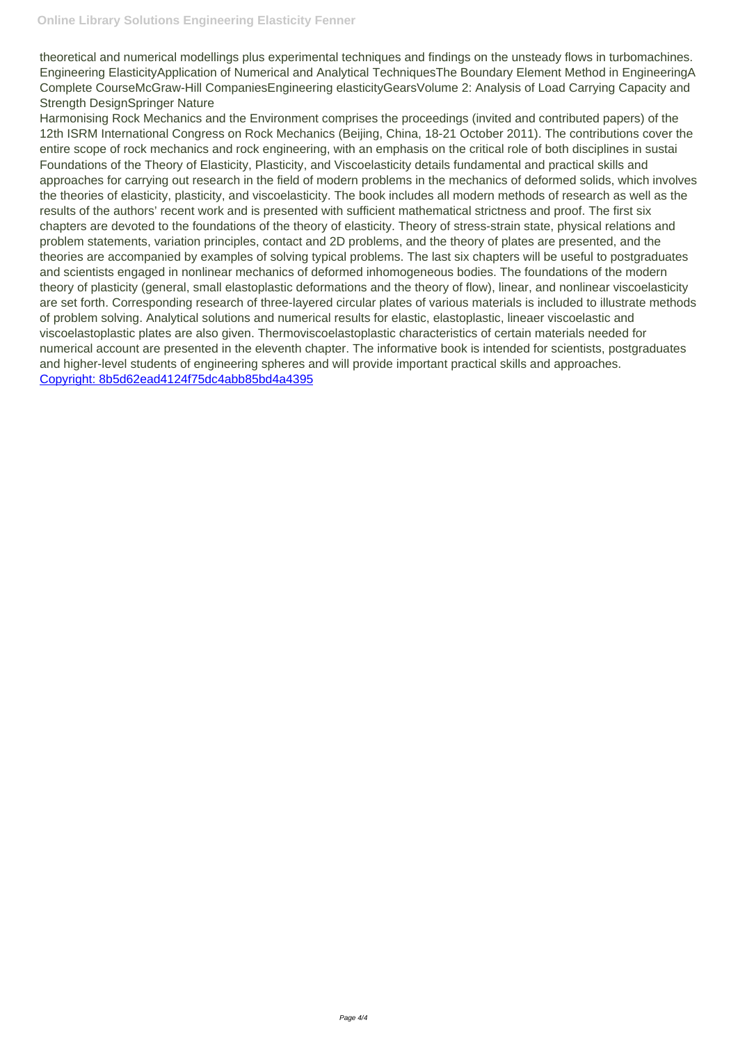theoretical and numerical modellings plus experimental techniques and findings on the unsteady flows in turbomachines. Engineering ElasticityApplication of Numerical and Analytical TechniquesThe Boundary Element Method in EngineeringA Complete CourseMcGraw-Hill CompaniesEngineering elasticityGearsVolume 2: Analysis of Load Carrying Capacity and Strength DesignSpringer Nature

Harmonising Rock Mechanics and the Environment comprises the proceedings (invited and contributed papers) of the 12th ISRM International Congress on Rock Mechanics (Beijing, China, 18-21 October 2011). The contributions cover the entire scope of rock mechanics and rock engineering, with an emphasis on the critical role of both disciplines in sustai Foundations of the Theory of Elasticity, Plasticity, and Viscoelasticity details fundamental and practical skills and approaches for carrying out research in the field of modern problems in the mechanics of deformed solids, which involves the theories of elasticity, plasticity, and viscoelasticity. The book includes all modern methods of research as well as the results of the authors' recent work and is presented with sufficient mathematical strictness and proof. The first six chapters are devoted to the foundations of the theory of elasticity. Theory of stress-strain state, physical relations and problem statements, variation principles, contact and 2D problems, and the theory of plates are presented, and the theories are accompanied by examples of solving typical problems. The last six chapters will be useful to postgraduates and scientists engaged in nonlinear mechanics of deformed inhomogeneous bodies. The foundations of the modern theory of plasticity (general, small elastoplastic deformations and the theory of flow), linear, and nonlinear viscoelasticity are set forth. Corresponding research of three-layered circular plates of various materials is included to illustrate methods of problem solving. Analytical solutions and numerical results for elastic, elastoplastic, lineaer viscoelastic and viscoelastoplastic plates are also given. Thermoviscoelastoplastic characteristics of certain materials needed for numerical account are presented in the eleventh chapter. The informative book is intended for scientists, postgraduates and higher-level students of engineering spheres and will provide important practical skills and approaches.

Copyright: 8b5d62ead4124f75dc4abb85bd4a4395